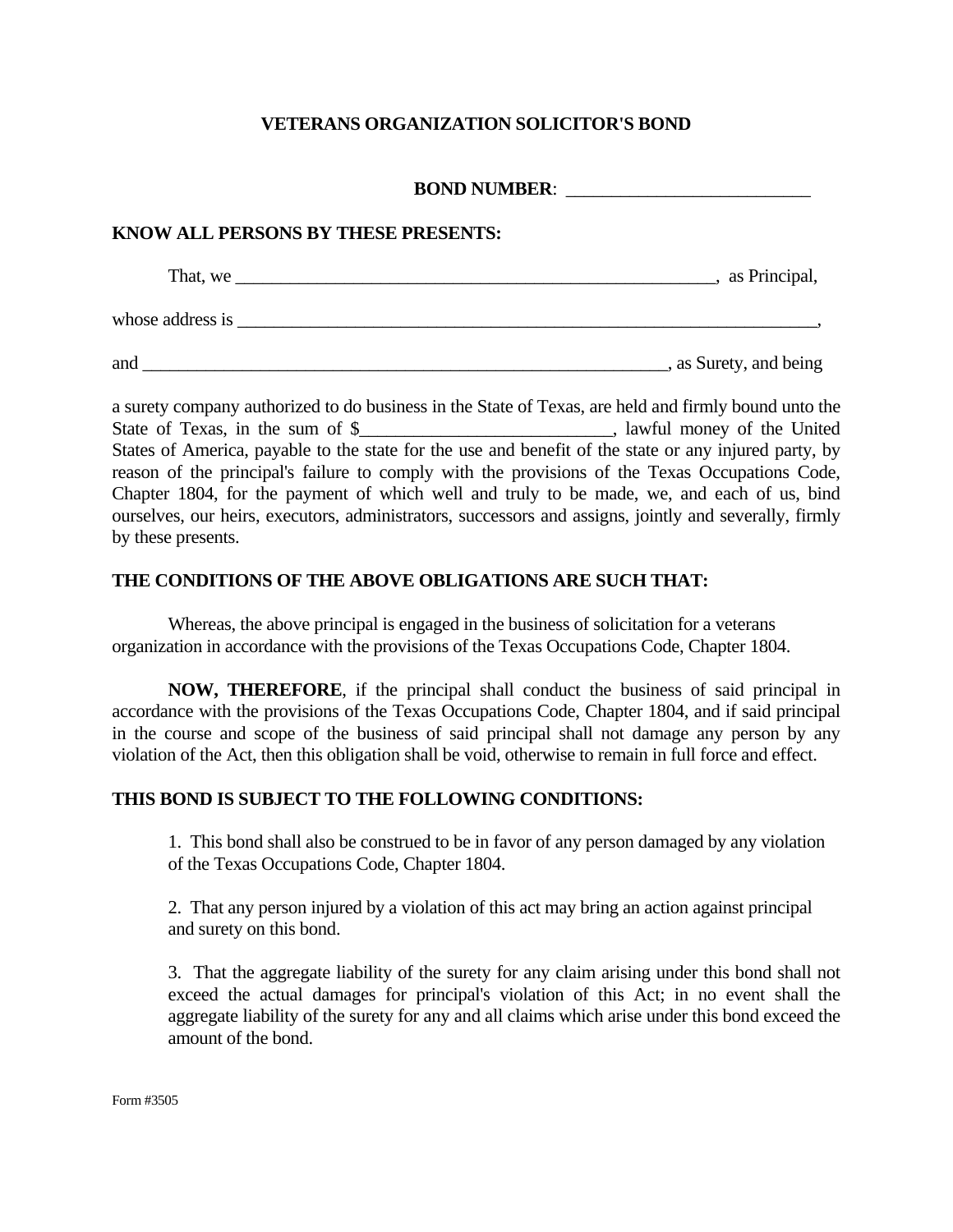# VETERANS ORGANIZATION SOLICITOR'S BOND

**BOND NUMBER**: ___________________________

**KNOW ALL PERSONS BY THESE PRESENTS:**

That, we ________________________________________________________, as Principal,

whose address is ____________________________________________________________________,

and ___________________________________________________________, as Surety, and being

a surety company authorized to do business in the State of Texas, are held and firmly bound unto the State of Texas, in the sum of $___________________________, lawful money of the United States of America, payable to the state for the use and benefit of the state or any injured party, by reason of the principal's failure to comply with the provisions of the Texas Occupations Code, Chapter 1804, for the payment of which well and truly to be made, we, and each of us, bind ourselves, our heirs, executors, administrators, successors and assigns, jointly and severally, firmly by these presents.

**THE CONDITIONS OF THE ABOVE OBLIGATIONS ARE SUCH THAT:**

Whereas, the above principal is engaged in the business of solicitation for a veterans organization in accordance with the provisions of the Texas Occupations Code, Chapter 1804.

**NOW, THEREFORE**, if the principal shall conduct the business of said principal in accordance with the provisions of the Texas Occupations Code, Chapter 1804, and if said principal in the course and scope of the business of said principal shall not damage any person by any violation of the Act, then this obligation shall be void, otherwise to remain in full force and effect.

**THIS BOND IS SUBJECT TO THE FOLLOWING CONDITIONS:**

1. This bond shall also be construed to be in favor of any person damaged by any violation of the Texas Occupations Code, Chapter 1804.

2. That any person injured by a violation of this act may bring an action against principal and surety on this bond.

3. That the aggregate liability of the surety for any claim arising under this bond shall not exceed the actual damages for principal's violation of this Act; in no event shall the aggregate liability of the surety for any and all claims which arise under this bond exceed the amount of the bond.

Form #3505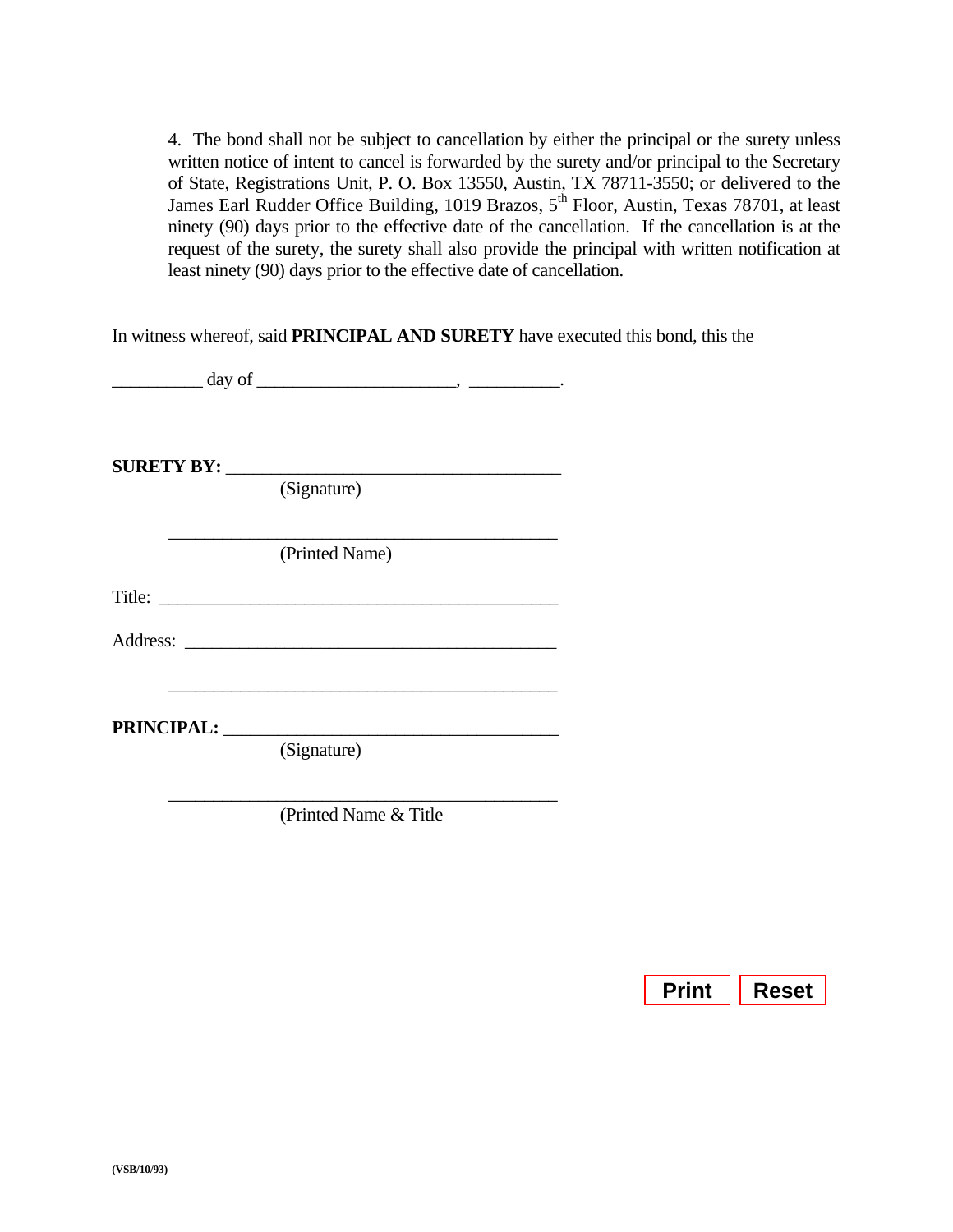4. The bond shall not be subject to cancellation by either the principal or the surety unless written notice of intent to cancel is forwarded by the surety and/or principal to the Secretary of State, Registrations Unit, P. O. Box 13550, Austin, TX 78711-3550; or delivered to the James Earl Rudder Office Building, 1019 Brazos, 5th Floor, Austin, Texas 78701, at least ninety (90) days prior to the effective date of the cancellation. If the cancellation is at the request of the surety, the surety shall also provide the principal with written notification at least ninety (90) days prior to the effective date of cancellation.

In witness whereof, said **PRINCIPAL AND SURETY** have executed this bond, this the

__________ day of ______________________, __________.

**SURETY BY:** _____________________________________
(Signature)

_____________________________________
(Printed Name)

Title: _____________________________________

Address: _____________________________________

_____________________________________

**PRINCIPAL:** _____________________________________
(Signature)

_____________________________________
(Printed Name & Title

Print Reset

(VSB/10/93)